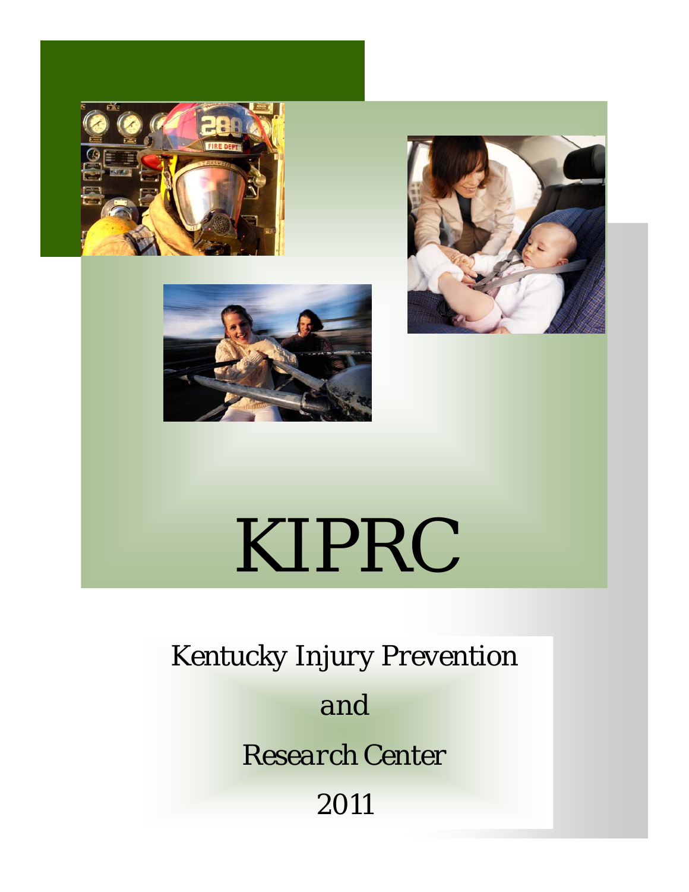# KIPRC

*Kentucky Injury Prevention*

*and*

*Research Center*

*2011*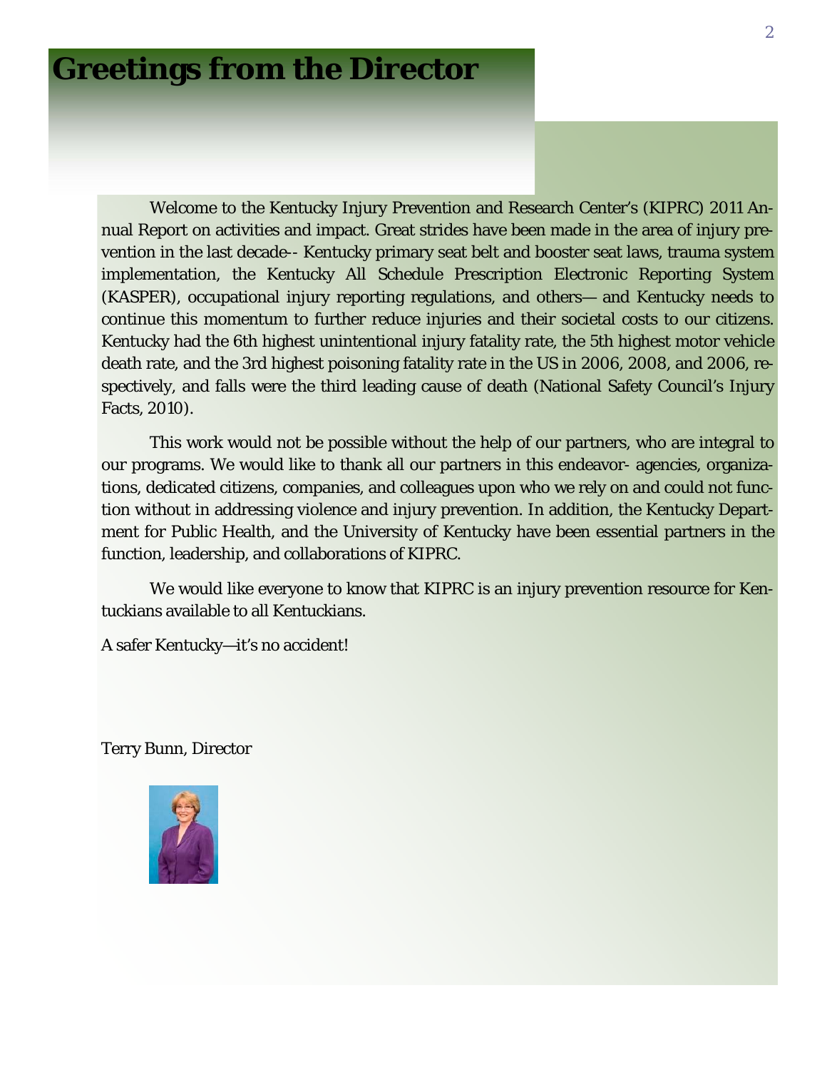# Greetings from the Director

Welcome to the Kentucky Injury Prevention and Research Center's (KIPRC) 2011 Annual Report on activities and impact. Great strides have been made in the area of injury prevention in the last decade-- Kentucky primary seat belt and booster seat laws, trauma system implementation, the Kentucky All Schedule Prescription Electronic Reporting System (KASPER), occupational injury reporting regulations, and others— and Kentucky needs to continue this momentum to further reduce injuries and their societal costs to our citizens. Kentucky had the 6th highest unintentional injury fatality rate, the 5th highest motor vehicle death rate, and the 3rd highest poisoning fatality rate in the US in 2006, 2008, and 2006, respectively, and falls were the third leading cause of death (National Safety Council's Injury Facts, 2010).

This work would not be possible without the help of our partners, who are integral to our programs. We would like to thank all our partners in this endeavor- agencies, organizations, dedicated citizens, companies, and colleagues upon who we rely on and could not function without in addressing violence and injury prevention. In addition, the Kentucky Department for Public Health, and the University of Kentucky have been essential partners in the function, leadership, and collaborations of KIPRC.

We would like everyone to know that KIPRC is an injury prevention resource for Kentuckians available to all Kentuckians.

A safer Kentucky—it's no accident!

Terry Bunn, Director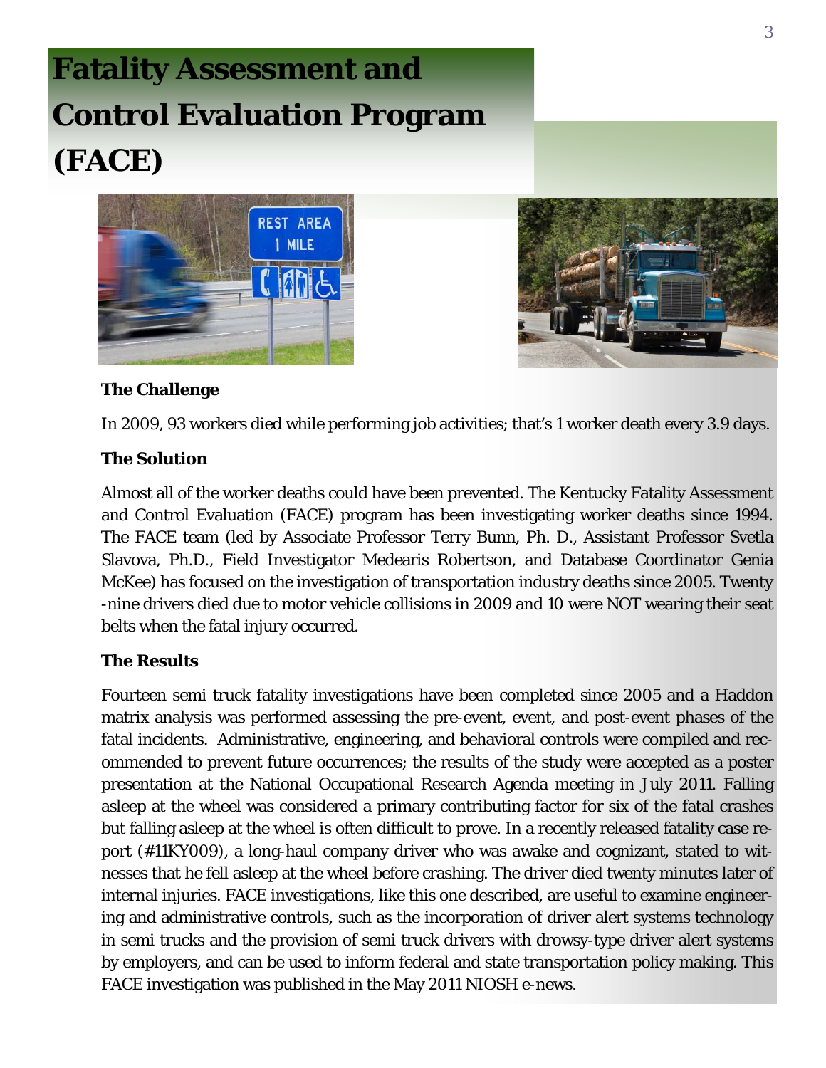# Fatality Assessment and Control Evaluation Program (FACE)

**The Challenge**

In 2009, 93 workers died while performing job activities; that's 1 worker death every 3.9 days.

**The Solution**

Almost all of the worker deaths could have been prevented. The Kentucky Fatality Assessment and Control Evaluation (FACE) program has been investigating worker deaths since 1994. The FACE team (led by Associate Professor Terry Bunn, Ph. D., Assistant Professor Svetla Slavova, Ph.D., Field Investigator Medearis Robertson, and Database Coordinator Genia McKee) has focused on the investigation of transportation industry deaths since 2005. Twenty-nine drivers died due to motor vehicle collisions in 2009 and 10 were NOT wearing their seat belts when the fatal injury occurred.

**The Results**

Fourteen semi truck fatality investigations have been completed since 2005 and a Haddon matrix analysis was performed assessing the pre-event, event, and post-event phases of the fatal incidents. Administrative, engineering, and behavioral controls were compiled and recommended to prevent future occurrences; the results of the study were accepted as a poster presentation at the National Occupational Research Agenda meeting in July 2011. Falling asleep at the wheel was considered a primary contributing factor for six of the fatal crashes but falling asleep at the wheel is often difficult to prove. In a recently released fatality case report (#11KY009), a long-haul company driver who was awake and cognizant, stated to witnesses that he fell asleep at the wheel before crashing. The driver died twenty minutes later of internal injuries. FACE investigations, like this one described, are useful to examine engineering and administrative controls, such as the incorporation of driver alert systems technology in semi trucks and the provision of semi truck drivers with drowsy-type driver alert systems by employers, and can be used to inform federal and state transportation policy making. This FACE investigation was published in the May 2011 NIOSH e-news.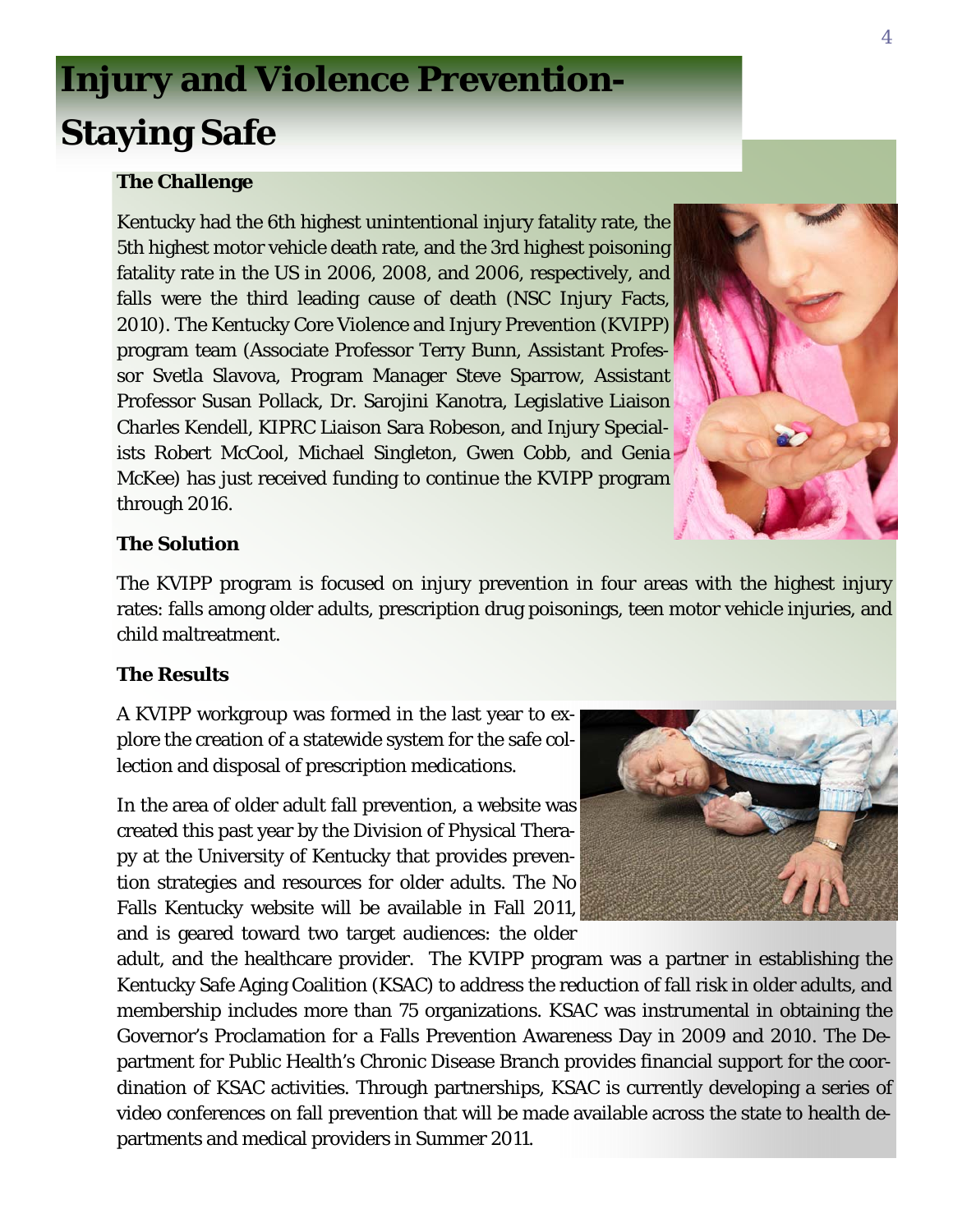# Injury and Violence Prevention- Staying Safe

**The Challenge**

Kentucky had the 6th highest unintentional injury fatality rate, the 5th highest motor vehicle death rate, and the 3rd highest poisoning fatality rate in the US in 2006, 2008, and 2006, respectively, and falls were the third leading cause of death (NSC Injury Facts, 2010). The Kentucky Core Violence and Injury Prevention (KVIPP) program team (Associate Professor Terry Bunn, Assistant Professor Svetla Slavova, Program Manager Steve Sparrow, Assistant Professor Susan Pollack, Dr. Sarojini Kanotra, Legislative Liaison Charles Kendell, KIPRC Liaison Sara Robeson, and Injury Specialists Robert McCool, Michael Singleton, Gwen Cobb, and Genia McKee) has just received funding to continue the KVIPP program through 2016.

**The Solution**

The KVIPP program is focused on injury prevention in four areas with the highest injury rates: falls among older adults, prescription drug poisonings, teen motor vehicle injuries, and child maltreatment.

**The Results**

A KVIPP workgroup was formed in the last year to explore the creation of a statewide system for the safe collection and disposal of prescription medications.

In the area of older adult fall prevention, a website was created this past year by the Division of Physical Therapy at the University of Kentucky that provides prevention strategies and resources for older adults. The No Falls Kentucky website will be available in Fall 2011, and is geared toward two target audiences: the older adult, and the healthcare provider. The KVIPP program was a partner in establishing the Kentucky Safe Aging Coalition (KSAC) to address the reduction of fall risk in older adults, and membership includes more than 75 organizations. KSAC was instrumental in obtaining the Governor's Proclamation for a Falls Prevention Awareness Day in 2009 and 2010. The Department for Public Health's Chronic Disease Branch provides financial support for the coordination of KSAC activities. Through partnerships, KSAC is currently developing a series of video conferences on fall prevention that will be made available across the state to health departments and medical providers in Summer 2011.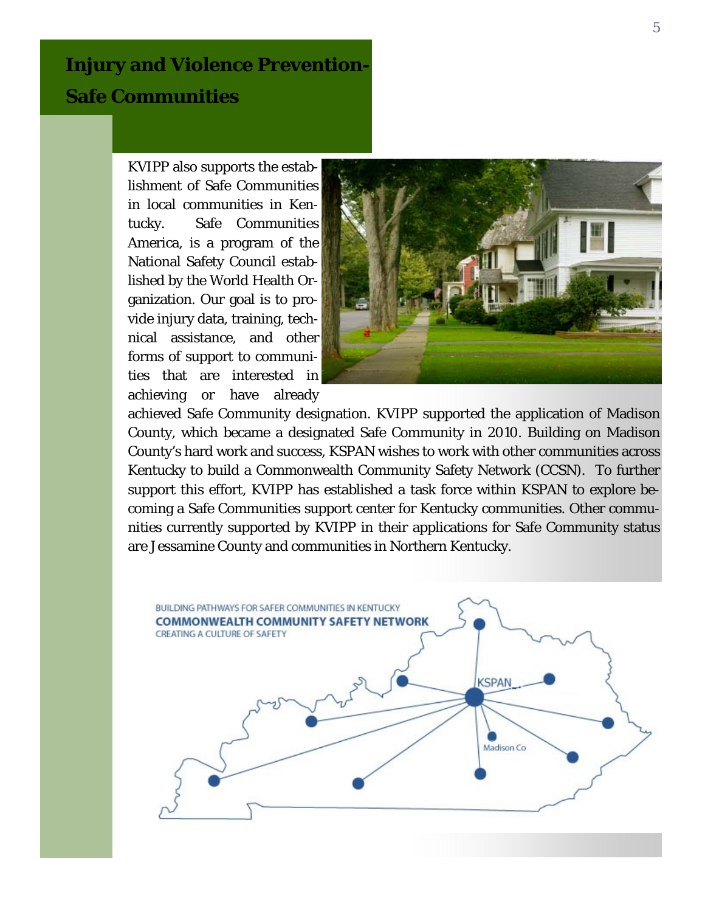# Injury and Violence Prevention-Safe Communities

KVIPP also supports the establishment of Safe Communities in local communities in Kentucky. Safe Communities America, is a program of the National Safety Council established by the World Health Organization. Our goal is to provide injury data, training, technical assistance, and other forms of support to communities that are interested in achieving or have already achieved Safe Community designation. KVIPP supported the application of Madison County, which became a designated Safe Community in 2010. Building on Madison County's hard work and success, KSPAN wishes to work with other communities across Kentucky to build a Commonwealth Community Safety Network (CCSN). To further support this effort, KVIPP has established a task force within KSPAN to explore becoming a Safe Communities support center for Kentucky communities. Other communities currently supported by KVIPP in their applications for Safe Community status are Jessamine County and communities in Northern Kentucky.

BUILDING PATHWAYS FOR SAFER COMMUNITIES IN KENTUCKY

**COMMONWEALTH COMMUNITY SAFETY NETWORK**

CREATING A CULTURE OF SAFETY

KSPAN

Madison Co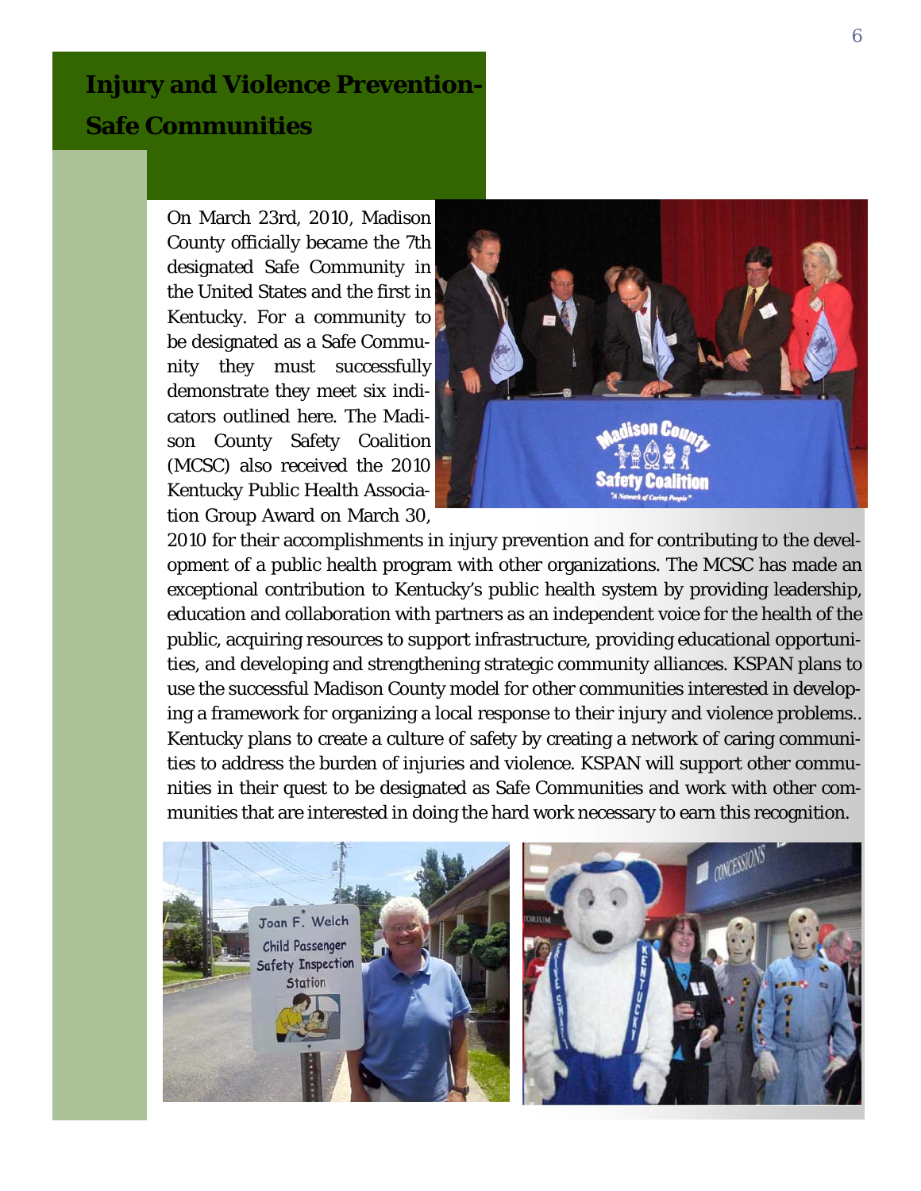# Injury and Violence Prevention-Safe Communities

On March 23rd, 2010, Madison County officially became the 7th designated Safe Community in the United States and the first in Kentucky. For a community to be designated as a Safe Community they must successfully demonstrate they meet six indicators outlined here. The Madison County Safety Coalition (MCSC) also received the 2010 Kentucky Public Health Association Group Award on March 30, 2010 for their accomplishments in injury prevention and for contributing to the development of a public health program with other organizations. The MCSC has made an exceptional contribution to Kentucky's public health system by providing leadership, education and collaboration with partners as an independent voice for the health of the public, acquiring resources to support infrastructure, providing educational opportunities, and developing and strengthening strategic community alliances. KSPAN plans to use the successful Madison County model for other communities interested in developing a framework for organizing a local response to their injury and violence problems.. Kentucky plans to create a culture of safety by creating a network of caring communities to address the burden of injuries and violence. KSPAN will support other communities in their quest to be designated as Safe Communities and work with other communities that are interested in doing the hard work necessary to earn this recognition.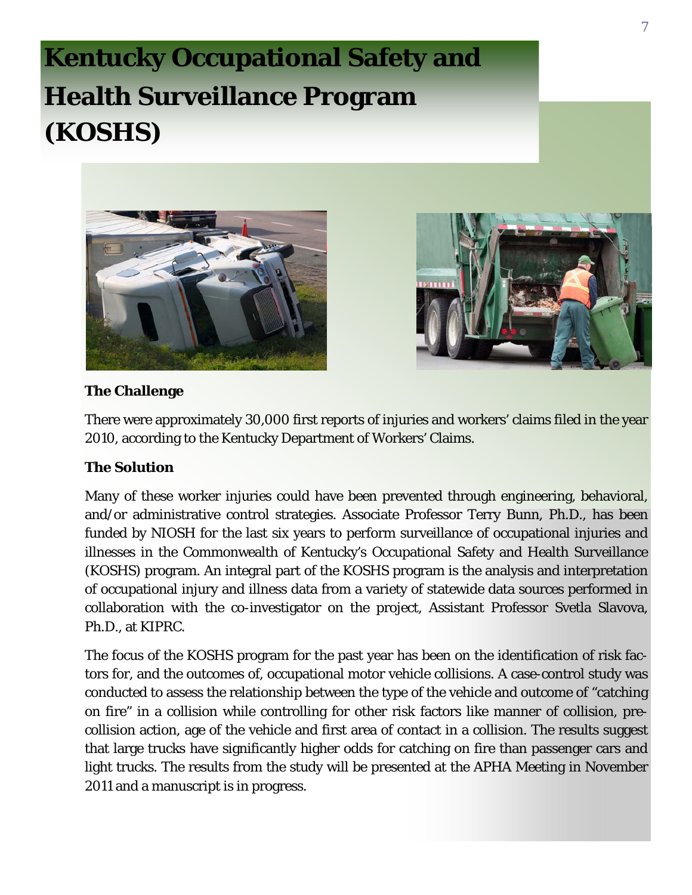# Kentucky Occupational Safety and Health Surveillance Program (KOSHS)

**The Challenge**

There were approximately 30,000 first reports of injuries and workers' claims filed in the year 2010, according to the Kentucky Department of Workers' Claims.

**The Solution**

Many of these worker injuries could have been prevented through engineering, behavioral, and/or administrative control strategies. Associate Professor Terry Bunn, Ph.D., has been funded by NIOSH for the last six years to perform surveillance of occupational injuries and illnesses in the Commonwealth of Kentucky's Occupational Safety and Health Surveillance (KOSHS) program. An integral part of the KOSHS program is the analysis and interpretation of occupational injury and illness data from a variety of statewide data sources performed in collaboration with the co-investigator on the project, Assistant Professor Svetla Slavova, Ph.D., at KIPRC.

The focus of the KOSHS program for the past year has been on the identification of risk factors for, and the outcomes of, occupational motor vehicle collisions. A case-control study was conducted to assess the relationship between the type of the vehicle and outcome of "catching on fire" in a collision while controlling for other risk factors like manner of collision, pre-collision action, age of the vehicle and first area of contact in a collision. The results suggest that large trucks have significantly higher odds for catching on fire than passenger cars and light trucks. The results from the study will be presented at the APHA Meeting in November 2011 and a manuscript is in progress.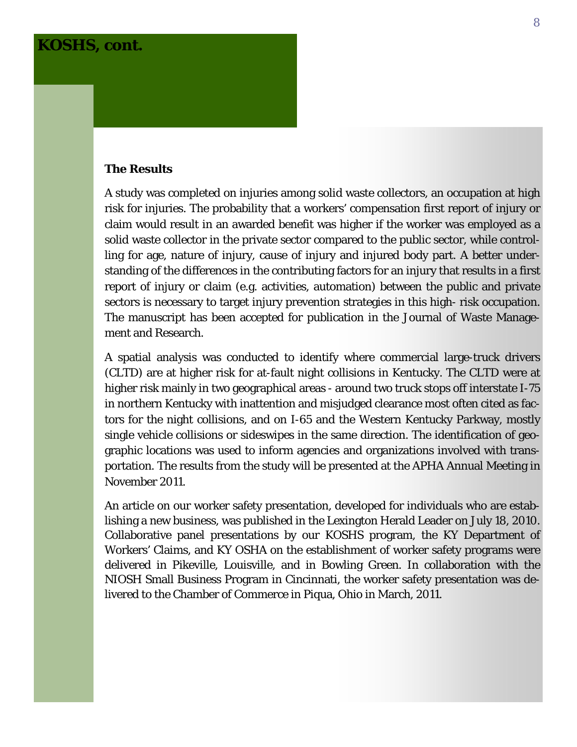## KOSHS, cont.

### The Results

A study was completed on injuries among solid waste collectors, an occupation at high risk for injuries. The probability that a workers' compensation first report of injury or claim would result in an awarded benefit was higher if the worker was employed as a solid waste collector in the private sector compared to the public sector, while controlling for age, nature of injury, cause of injury and injured body part. A better understanding of the differences in the contributing factors for an injury that results in a first report of injury or claim (e.g. activities, automation) between the public and private sectors is necessary to target injury prevention strategies in this high- risk occupation. The manuscript has been accepted for publication in the Journal of Waste Management and Research.

A spatial analysis was conducted to identify where commercial large-truck drivers (CLTD) are at higher risk for at-fault night collisions in Kentucky. The CLTD were at higher risk mainly in two geographical areas - around two truck stops off interstate I-75 in northern Kentucky with inattention and misjudged clearance most often cited as factors for the night collisions, and on I-65 and the Western Kentucky Parkway, mostly single vehicle collisions or sideswipes in the same direction. The identification of geographic locations was used to inform agencies and organizations involved with transportation. The results from the study will be presented at the APHA Annual Meeting in November 2011.

An article on our worker safety presentation, developed for individuals who are establishing a new business, was published in the Lexington Herald Leader on July 18, 2010. Collaborative panel presentations by our KOSHS program, the KY Department of Workers' Claims, and KY OSHA on the establishment of worker safety programs were delivered in Pikeville, Louisville, and in Bowling Green. In collaboration with the NIOSH Small Business Program in Cincinnati, the worker safety presentation was delivered to the Chamber of Commerce in Piqua, Ohio in March, 2011.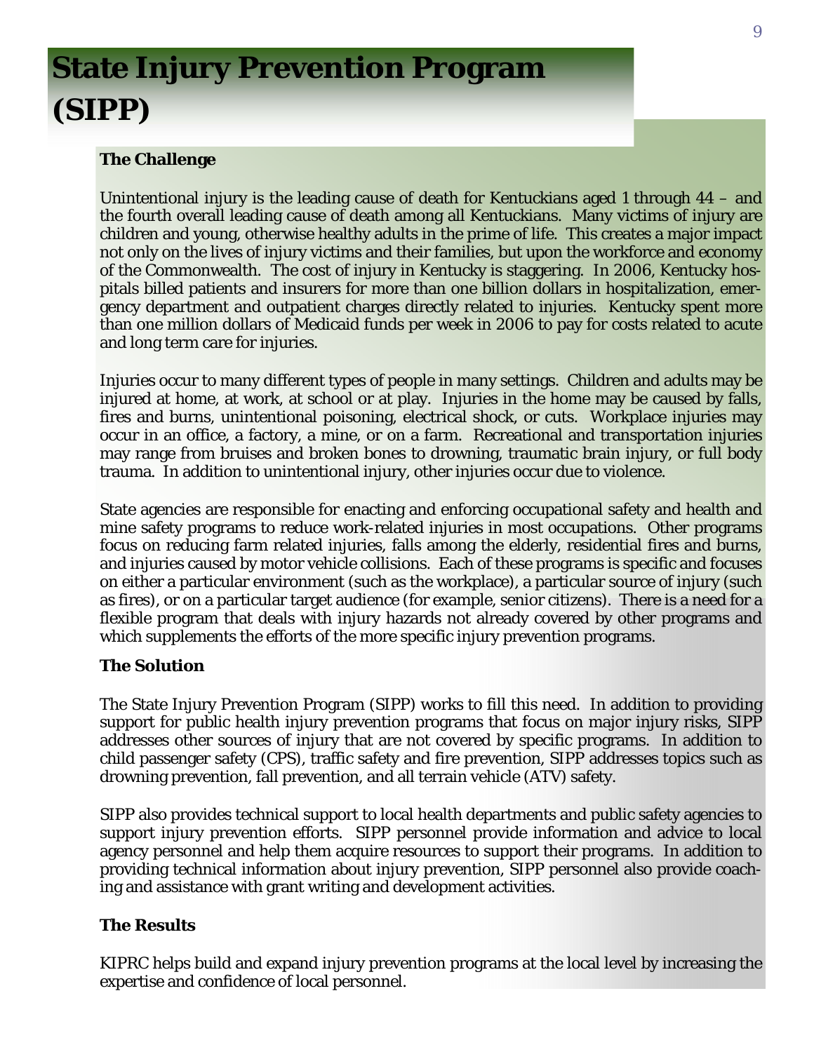# State Injury Prevention Program (SIPP)

### The Challenge

Unintentional injury is the leading cause of death for Kentuckians aged 1 through 44 – and the fourth overall leading cause of death among all Kentuckians. Many victims of injury are children and young, otherwise healthy adults in the prime of life. This creates a major impact not only on the lives of injury victims and their families, but upon the workforce and economy of the Commonwealth. The cost of injury in Kentucky is staggering. In 2006, Kentucky hospitals billed patients and insurers for more than one billion dollars in hospitalization, emergency department and outpatient charges directly related to injuries. Kentucky spent more than one million dollars of Medicaid funds per week in 2006 to pay for costs related to acute and long term care for injuries.

Injuries occur to many different types of people in many settings. Children and adults may be injured at home, at work, at school or at play. Injuries in the home may be caused by falls, fires and burns, unintentional poisoning, electrical shock, or cuts. Workplace injuries may occur in an office, a factory, a mine, or on a farm. Recreational and transportation injuries may range from bruises and broken bones to drowning, traumatic brain injury, or full body trauma. In addition to unintentional injury, other injuries occur due to violence.

State agencies are responsible for enacting and enforcing occupational safety and health and mine safety programs to reduce work-related injuries in most occupations. Other programs focus on reducing farm related injuries, falls among the elderly, residential fires and burns, and injuries caused by motor vehicle collisions. Each of these programs is specific and focuses on either a particular environment (such as the workplace), a particular source of injury (such as fires), or on a particular target audience (for example, senior citizens). There is a need for a flexible program that deals with injury hazards not already covered by other programs and which supplements the efforts of the more specific injury prevention programs.

### The Solution

The State Injury Prevention Program (SIPP) works to fill this need. In addition to providing support for public health injury prevention programs that focus on major injury risks, SIPP addresses other sources of injury that are not covered by specific programs. In addition to child passenger safety (CPS), traffic safety and fire prevention, SIPP addresses topics such as drowning prevention, fall prevention, and all terrain vehicle (ATV) safety.

SIPP also provides technical support to local health departments and public safety agencies to support injury prevention efforts. SIPP personnel provide information and advice to local agency personnel and help them acquire resources to support their programs. In addition to providing technical information about injury prevention, SIPP personnel also provide coaching and assistance with grant writing and development activities.

### The Results

KIPRC helps build and expand injury prevention programs at the local level by increasing the expertise and confidence of local personnel.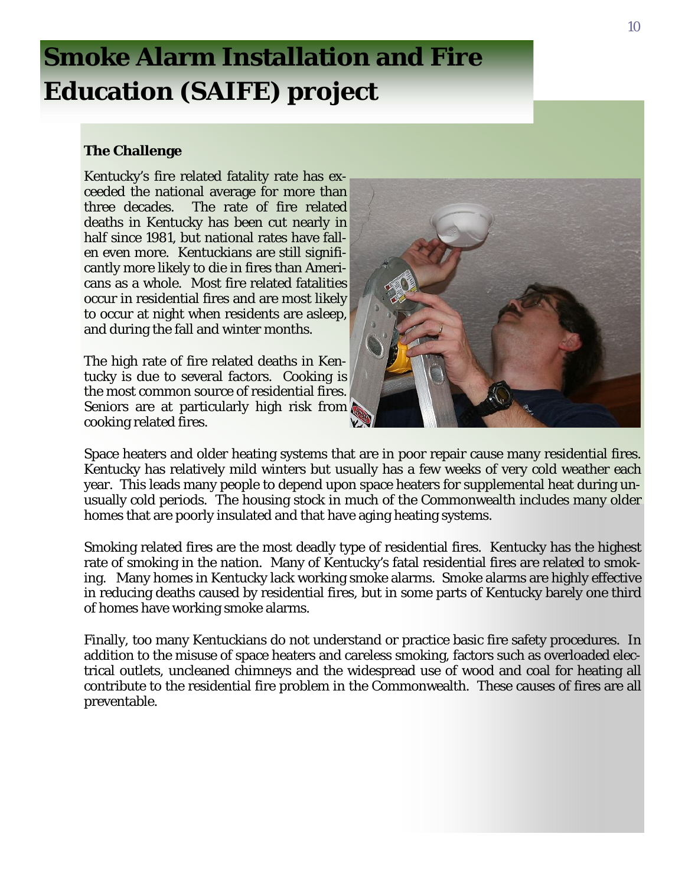# Smoke Alarm Installation and Fire Education (SAIFE) project

**The Challenge**

Kentucky's fire related fatality rate has exceeded the national average for more than three decades. The rate of fire related deaths in Kentucky has been cut nearly in half since 1981, but national rates have fallen even more. Kentuckians are still significantly more likely to die in fires than Americans as a whole. Most fire related fatalities occur in residential fires and are most likely to occur at night when residents are asleep, and during the fall and winter months.

The high rate of fire related deaths in Kentucky is due to several factors. Cooking is the most common source of residential fires. Seniors are at particularly high risk from cooking related fires.

Space heaters and older heating systems that are in poor repair cause many residential fires. Kentucky has relatively mild winters but usually has a few weeks of very cold weather each year. This leads many people to depend upon space heaters for supplemental heat during unusually cold periods. The housing stock in much of the Commonwealth includes many older homes that are poorly insulated and that have aging heating systems.

Smoking related fires are the most deadly type of residential fires. Kentucky has the highest rate of smoking in the nation. Many of Kentucky's fatal residential fires are related to smoking. Many homes in Kentucky lack working smoke alarms. Smoke alarms are highly effective in reducing deaths caused by residential fires, but in some parts of Kentucky barely one third of homes have working smoke alarms.

Finally, too many Kentuckians do not understand or practice basic fire safety procedures. In addition to the misuse of space heaters and careless smoking, factors such as overloaded electrical outlets, uncleaned chimneys and the widespread use of wood and coal for heating all contribute to the residential fire problem in the Commonwealth. These causes of fires are all preventable.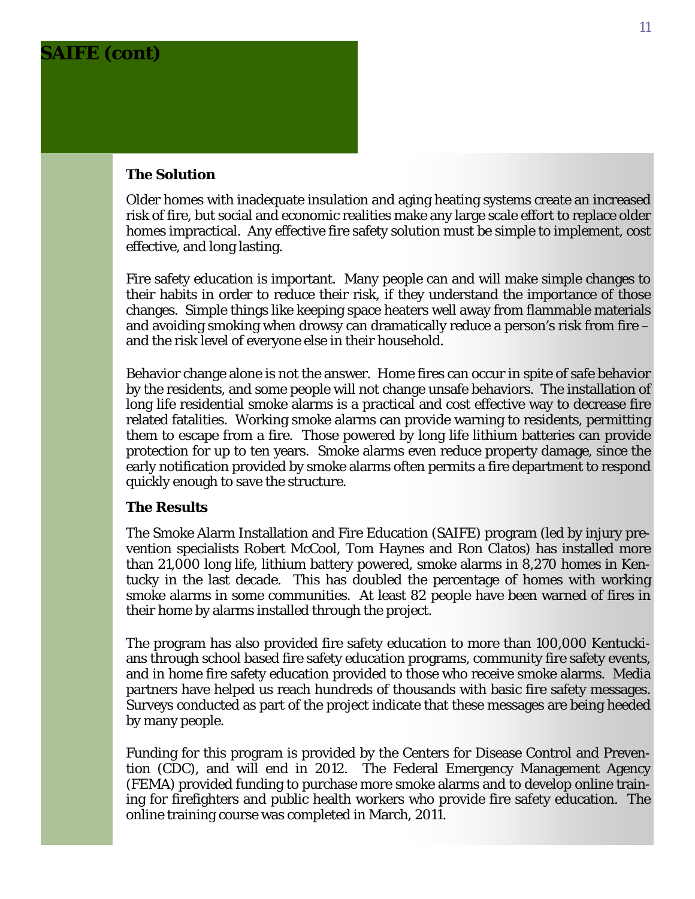# SAIFE (cont)

### The Solution

Older homes with inadequate insulation and aging heating systems create an increased risk of fire, but social and economic realities make any large scale effort to replace older homes impractical. Any effective fire safety solution must be simple to implement, cost effective, and long lasting.

Fire safety education is important. Many people can and will make simple changes to their habits in order to reduce their risk, if they understand the importance of those changes. Simple things like keeping space heaters well away from flammable materials and avoiding smoking when drowsy can dramatically reduce a person's risk from fire – and the risk level of everyone else in their household.

Behavior change alone is not the answer. Home fires can occur in spite of safe behavior by the residents, and some people will not change unsafe behaviors. The installation of long life residential smoke alarms is a practical and cost effective way to decrease fire related fatalities. Working smoke alarms can provide warning to residents, permitting them to escape from a fire. Those powered by long life lithium batteries can provide protection for up to ten years. Smoke alarms even reduce property damage, since the early notification provided by smoke alarms often permits a fire department to respond quickly enough to save the structure.

### The Results

The Smoke Alarm Installation and Fire Education (SAIFE) program (led by injury prevention specialists Robert McCool, Tom Haynes and Ron Clatos) has installed more than 21,000 long life, lithium battery powered, smoke alarms in 8,270 homes in Kentucky in the last decade. This has doubled the percentage of homes with working smoke alarms in some communities. At least 82 people have been warned of fires in their home by alarms installed through the project.

The program has also provided fire safety education to more than 100,000 Kentuckians through school based fire safety education programs, community fire safety events, and in home fire safety education provided to those who receive smoke alarms. Media partners have helped us reach hundreds of thousands with basic fire safety messages. Surveys conducted as part of the project indicate that these messages are being heeded by many people.

Funding for this program is provided by the Centers for Disease Control and Prevention (CDC), and will end in 2012. The Federal Emergency Management Agency (FEMA) provided funding to purchase more smoke alarms and to develop online training for firefighters and public health workers who provide fire safety education. The online training course was completed in March, 2011.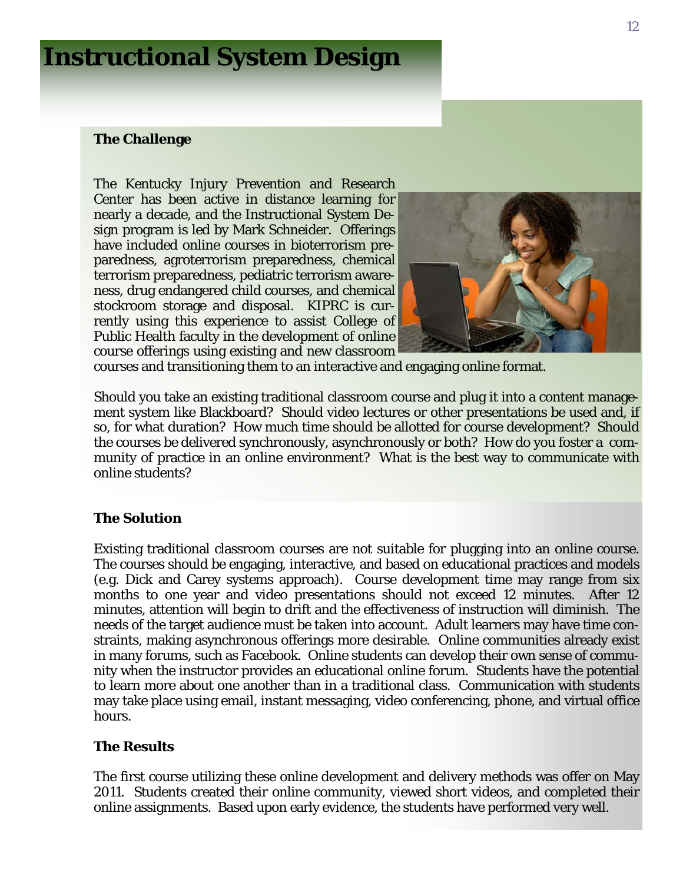# Instructional System Design

## The Challenge

The Kentucky Injury Prevention and Research Center has been active in distance learning for nearly a decade, and the Instructional System Design program is led by Mark Schneider. Offerings have included online courses in bioterrorism preparedness, agroterrorism preparedness, chemical terrorism preparedness, pediatric terrorism awareness, drug endangered child courses, and chemical stockroom storage and disposal. KIPRC is currently using this experience to assist College of Public Health faculty in the development of online course offerings using existing and new classroom courses and transitioning them to an interactive and engaging online format.

Should you take an existing traditional classroom course and plug it into a content management system like Blackboard? Should video lectures or other presentations be used and, if so, for what duration? How much time should be allotted for course development? Should the courses be delivered synchronously, asynchronously or both? How do you foster a community of practice in an online environment? What is the best way to communicate with online students?

## The Solution

Existing traditional classroom courses are not suitable for plugging into an online course. The courses should be engaging, interactive, and based on educational practices and models (e.g. Dick and Carey systems approach). Course development time may range from six months to one year and video presentations should not exceed 12 minutes. After 12 minutes, attention will begin to drift and the effectiveness of instruction will diminish. The needs of the target audience must be taken into account. Adult learners may have time constraints, making asynchronous offerings more desirable. Online communities already exist in many forums, such as Facebook. Online students can develop their own sense of community when the instructor provides an educational online forum. Students have the potential to learn more about one another than in a traditional class. Communication with students may take place using email, instant messaging, video conferencing, phone, and virtual office hours.

## The Results

The first course utilizing these online development and delivery methods was offer on May 2011. Students created their online community, viewed short videos, and completed their online assignments. Based upon early evidence, the students have performed very well.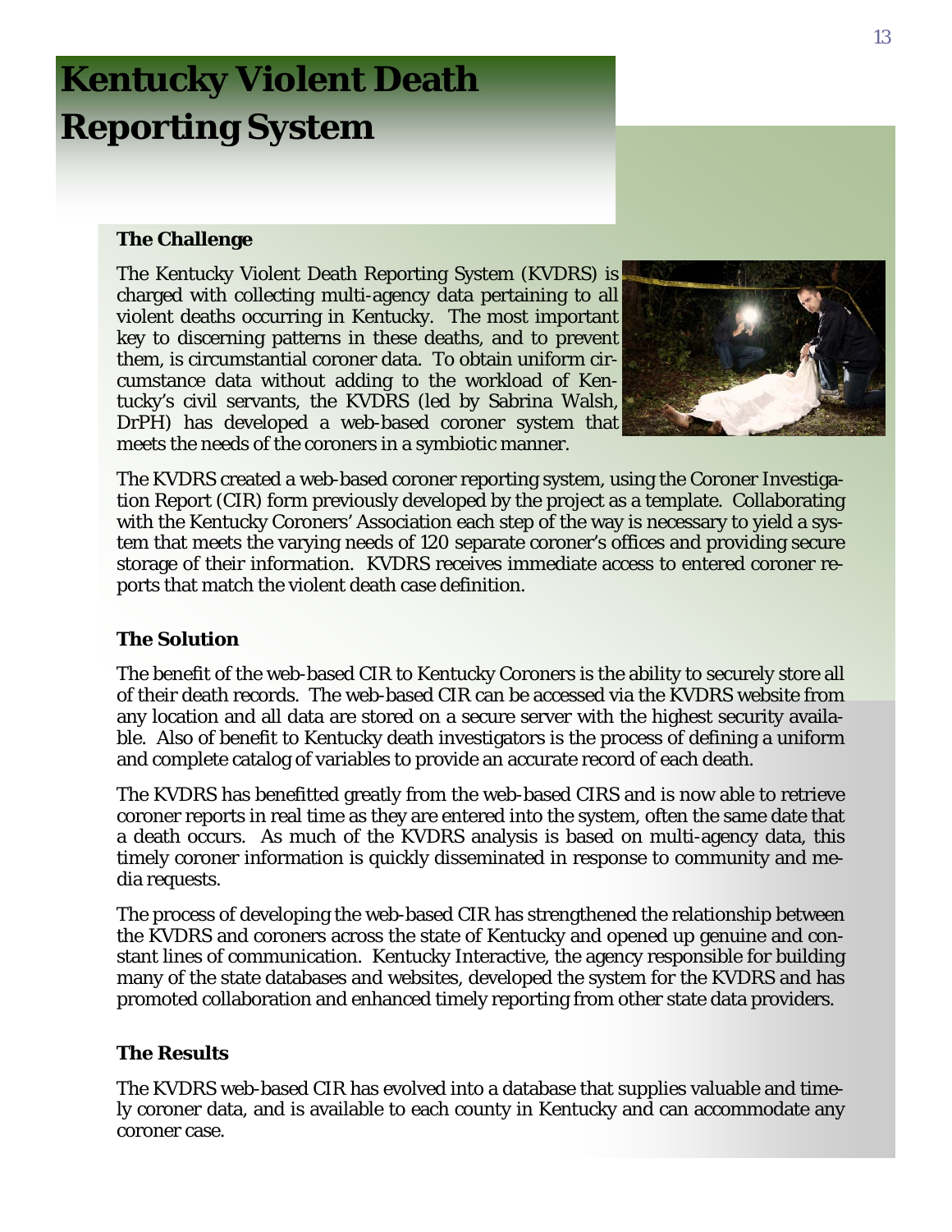# Kentucky Violent Death Reporting System

### The Challenge

The Kentucky Violent Death Reporting System (KVDRS) is charged with collecting multi-agency data pertaining to all violent deaths occurring in Kentucky. The most important key to discerning patterns in these deaths, and to prevent them, is circumstantial coroner data. To obtain uniform circumstance data without adding to the workload of Kentucky's civil servants, the KVDRS (led by Sabrina Walsh, DrPH) has developed a web-based coroner system that meets the needs of the coroners in a symbiotic manner.

The KVDRS created a web-based coroner reporting system, using the Coroner Investigation Report (CIR) form previously developed by the project as a template. Collaborating with the Kentucky Coroners' Association each step of the way is necessary to yield a system that meets the varying needs of 120 separate coroner's offices and providing secure storage of their information. KVDRS receives immediate access to entered coroner reports that match the violent death case definition.

### The Solution

The benefit of the web-based CIR to Kentucky Coroners is the ability to securely store all of their death records. The web-based CIR can be accessed via the KVDRS website from any location and all data are stored on a secure server with the highest security available. Also of benefit to Kentucky death investigators is the process of defining a uniform and complete catalog of variables to provide an accurate record of each death.

The KVDRS has benefitted greatly from the web-based CIRS and is now able to retrieve coroner reports in real time as they are entered into the system, often the same date that a death occurs. As much of the KVDRS analysis is based on multi-agency data, this timely coroner information is quickly disseminated in response to community and media requests.

The process of developing the web-based CIR has strengthened the relationship between the KVDRS and coroners across the state of Kentucky and opened up genuine and constant lines of communication. Kentucky Interactive, the agency responsible for building many of the state databases and websites, developed the system for the KVDRS and has promoted collaboration and enhanced timely reporting from other state data providers.

### The Results

The KVDRS web-based CIR has evolved into a database that supplies valuable and timely coroner data, and is available to each county in Kentucky and can accommodate any coroner case.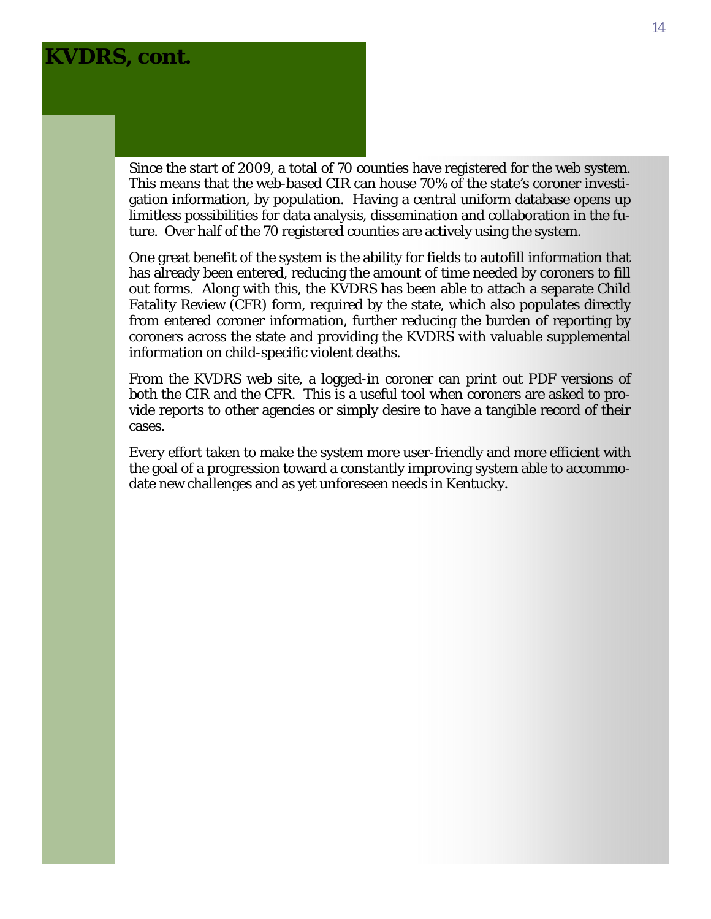# KVDRS, cont.

Since the start of 2009, a total of 70 counties have registered for the web system. This means that the web-based CIR can house 70% of the state's coroner investigation information, by population. Having a central uniform database opens up limitless possibilities for data analysis, dissemination and collaboration in the future. Over half of the 70 registered counties are actively using the system.

One great benefit of the system is the ability for fields to autofill information that has already been entered, reducing the amount of time needed by coroners to fill out forms. Along with this, the KVDRS has been able to attach a separate Child Fatality Review (CFR) form, required by the state, which also populates directly from entered coroner information, further reducing the burden of reporting by coroners across the state and providing the KVDRS with valuable supplemental information on child-specific violent deaths.

From the KVDRS web site, a logged-in coroner can print out PDF versions of both the CIR and the CFR. This is a useful tool when coroners are asked to provide reports to other agencies or simply desire to have a tangible record of their cases.

Every effort taken to make the system more user-friendly and more efficient with the goal of a progression toward a constantly improving system able to accommodate new challenges and as yet unforeseen needs in Kentucky.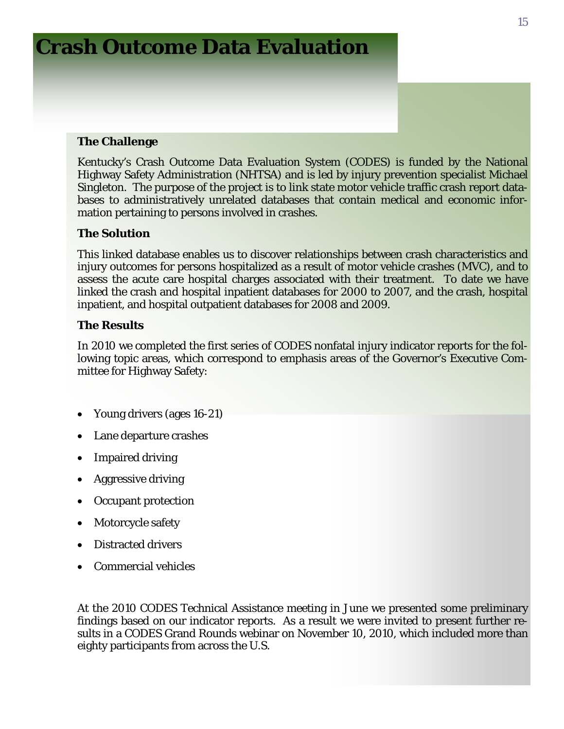# Crash Outcome Data Evaluation

### The Challenge

Kentucky's Crash Outcome Data Evaluation System (CODES) is funded by the National Highway Safety Administration (NHTSA) and is led by injury prevention specialist Michael Singleton. The purpose of the project is to link state motor vehicle traffic crash report databases to administratively unrelated databases that contain medical and economic information pertaining to persons involved in crashes.

### The Solution

This linked database enables us to discover relationships between crash characteristics and injury outcomes for persons hospitalized as a result of motor vehicle crashes (MVC), and to assess the acute care hospital charges associated with their treatment. To date we have linked the crash and hospital inpatient databases for 2000 to 2007, and the crash, hospital inpatient, and hospital outpatient databases for 2008 and 2009.

### The Results

In 2010 we completed the first series of CODES nonfatal injury indicator reports for the following topic areas, which correspond to emphasis areas of the Governor's Executive Committee for Highway Safety:

- Young drivers (ages 16-21)
- Lane departure crashes
- Impaired driving
- Aggressive driving
- Occupant protection
- Motorcycle safety
- Distracted drivers
- Commercial vehicles

At the 2010 CODES Technical Assistance meeting in June we presented some preliminary findings based on our indicator reports. As a result we were invited to present further results in a CODES Grand Rounds webinar on November 10, 2010, which included more than eighty participants from across the U.S.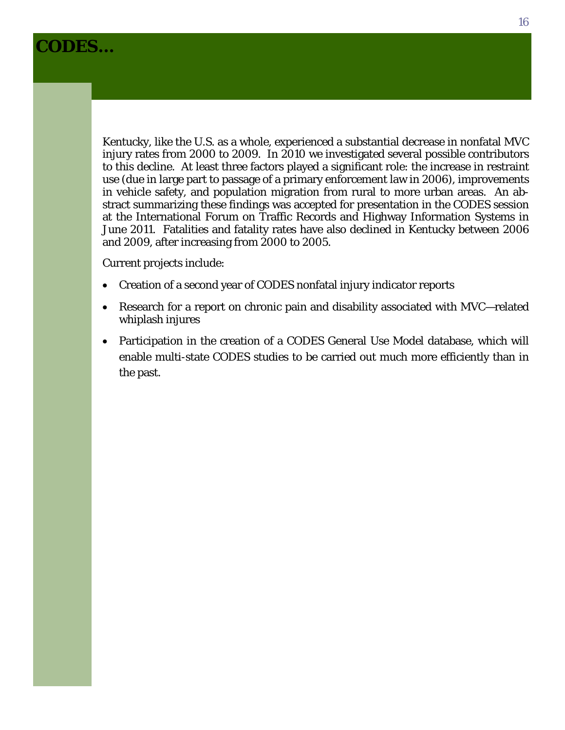# CODES...

Kentucky, like the U.S. as a whole, experienced a substantial decrease in nonfatal MVC injury rates from 2000 to 2009. In 2010 we investigated several possible contributors to this decline. At least three factors played a significant role: the increase in restraint use (due in large part to passage of a primary enforcement law in 2006), improvements in vehicle safety, and population migration from rural to more urban areas. An abstract summarizing these findings was accepted for presentation in the CODES session at the International Forum on Traffic Records and Highway Information Systems in June 2011. Fatalities and fatality rates have also declined in Kentucky between 2006 and 2009, after increasing from 2000 to 2005.

Current projects include:

- Creation of a second year of CODES nonfatal injury indicator reports
- Research for a report on chronic pain and disability associated with MVC—related whiplash injures
- Participation in the creation of a CODES General Use Model database, which will enable multi-state CODES studies to be carried out much more efficiently than in the past.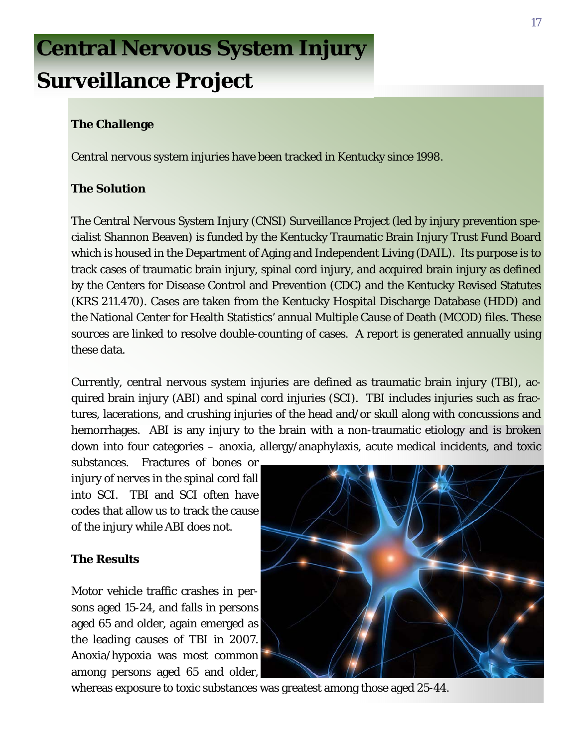# Central Nervous System Injury Surveillance Project

**The Challenge**

Central nervous system injuries have been tracked in Kentucky since 1998.

**The Solution**

The Central Nervous System Injury (CNSI) Surveillance Project (led by injury prevention specialist Shannon Beaven) is funded by the Kentucky Traumatic Brain Injury Trust Fund Board which is housed in the Department of Aging and Independent Living (DAIL). Its purpose is to track cases of traumatic brain injury, spinal cord injury, and acquired brain injury as defined by the Centers for Disease Control and Prevention (CDC) and the Kentucky Revised Statutes (KRS 211.470). Cases are taken from the Kentucky Hospital Discharge Database (HDD) and the National Center for Health Statistics' annual Multiple Cause of Death (MCOD) files. These sources are linked to resolve double-counting of cases. A report is generated annually using these data.

Currently, central nervous system injuries are defined as traumatic brain injury (TBI), acquired brain injury (ABI) and spinal cord injuries (SCI). TBI includes injuries such as fractures, lacerations, and crushing injuries of the head and/or skull along with concussions and hemorrhages. ABI is any injury to the brain with a non-traumatic etiology and is broken down into four categories – anoxia, allergy/anaphylaxis, acute medical incidents, and toxic substances. Fractures of bones or injury of nerves in the spinal cord fall into SCI. TBI and SCI often have codes that allow us to track the cause of the injury while ABI does not.

**The Results**

Motor vehicle traffic crashes in persons aged 15-24, and falls in persons aged 65 and older, again emerged as the leading causes of TBI in 2007. Anoxia/hypoxia was most common among persons aged 65 and older, whereas exposure to toxic substances was greatest among those aged 25-44.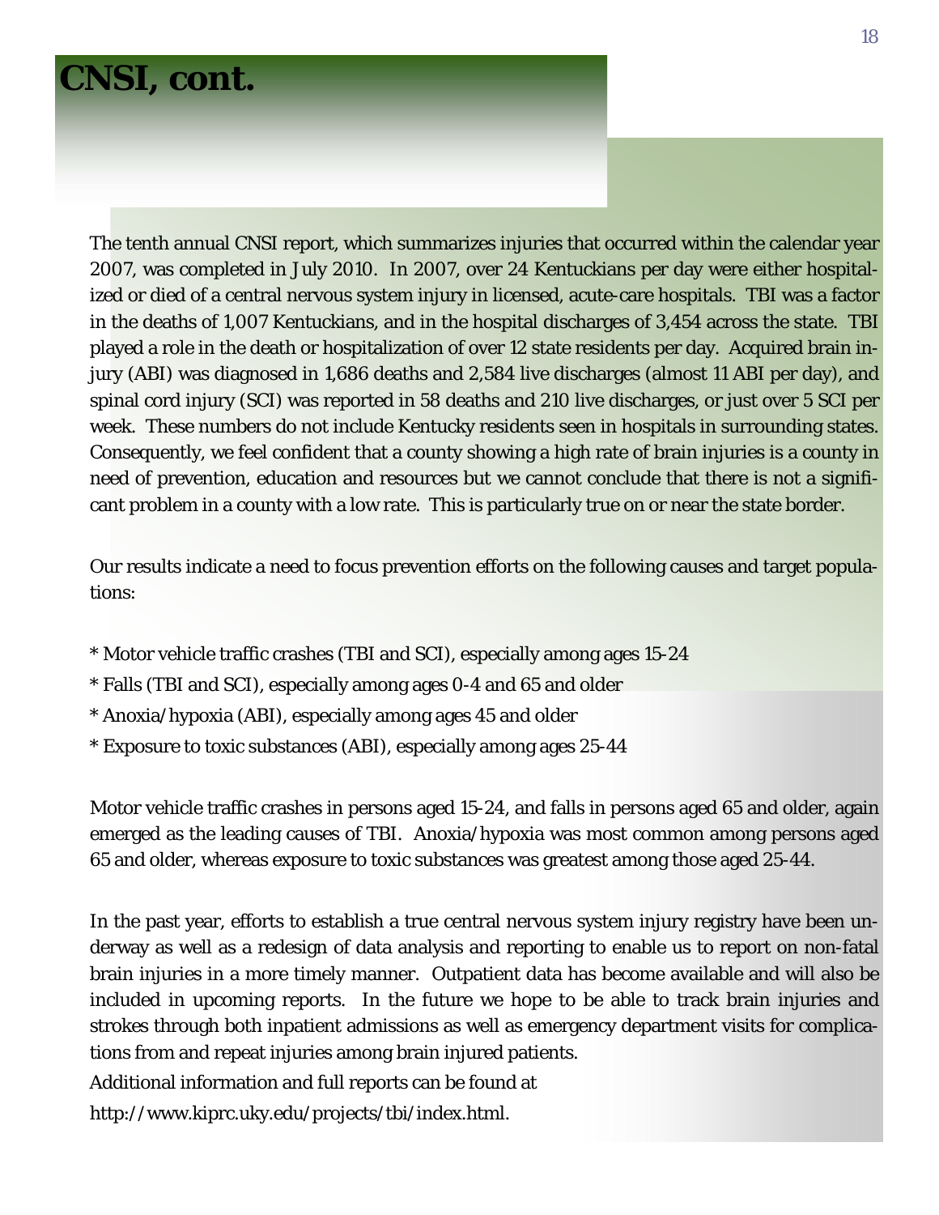# CNSI, cont.

The tenth annual CNSI report, which summarizes injuries that occurred within the calendar year 2007, was completed in July 2010. In 2007, over 24 Kentuckians per day were either hospitalized or died of a central nervous system injury in licensed, acute-care hospitals. TBI was a factor in the deaths of 1,007 Kentuckians, and in the hospital discharges of 3,454 across the state. TBI played a role in the death or hospitalization of over 12 state residents per day. Acquired brain injury (ABI) was diagnosed in 1,686 deaths and 2,584 live discharges (almost 11 ABI per day), and spinal cord injury (SCI) was reported in 58 deaths and 210 live discharges, or just over 5 SCI per week. These numbers do not include Kentucky residents seen in hospitals in surrounding states. Consequently, we feel confident that a county showing a high rate of brain injuries is a county in need of prevention, education and resources but we cannot conclude that there is not a significant problem in a county with a low rate. This is particularly true on or near the state border.

Our results indicate a need to focus prevention efforts on the following causes and target populations:

* Motor vehicle traffic crashes (TBI and SCI), especially among ages 15-24
* Falls (TBI and SCI), especially among ages 0-4 and 65 and older
* Anoxia/hypoxia (ABI), especially among ages 45 and older
* Exposure to toxic substances (ABI), especially among ages 25-44

Motor vehicle traffic crashes in persons aged 15-24, and falls in persons aged 65 and older, again emerged as the leading causes of TBI. Anoxia/hypoxia was most common among persons aged 65 and older, whereas exposure to toxic substances was greatest among those aged 25-44.

In the past year, efforts to establish a true central nervous system injury registry have been underway as well as a redesign of data analysis and reporting to enable us to report on non-fatal brain injuries in a more timely manner. Outpatient data has become available and will also be included in upcoming reports. In the future we hope to be able to track brain injuries and strokes through both inpatient admissions as well as emergency department visits for complications from and repeat injuries among brain injured patients.

Additional information and full reports can be found at

http://www.kiprc.uky.edu/projects/tbi/index.html.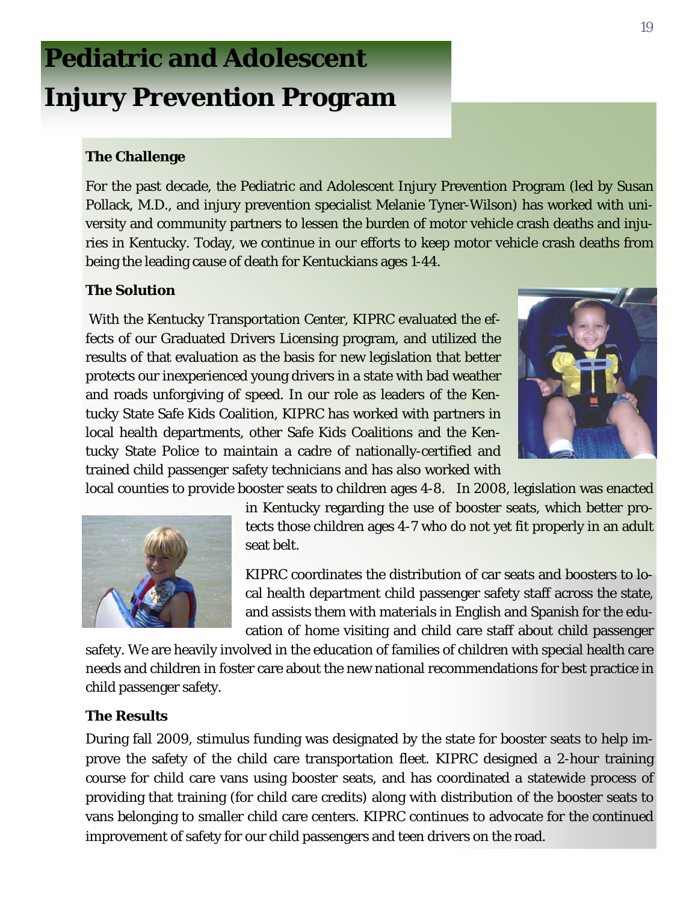# Pediatric and Adolescent Injury Prevention Program

**The Challenge**

For the past decade, the Pediatric and Adolescent Injury Prevention Program (led by Susan Pollack, M.D., and injury prevention specialist Melanie Tyner-Wilson) has worked with university and community partners to lessen the burden of motor vehicle crash deaths and injuries in Kentucky. Today, we continue in our efforts to keep motor vehicle crash deaths from being the leading cause of death for Kentuckians ages 1-44.

**The Solution**

With the Kentucky Transportation Center, KIPRC evaluated the effects of our Graduated Drivers Licensing program, and utilized the results of that evaluation as the basis for new legislation that better protects our inexperienced young drivers in a state with bad weather and roads unforgiving of speed. In our role as leaders of the Kentucky State Safe Kids Coalition, KIPRC has worked with partners in local health departments, other Safe Kids Coalitions and the Kentucky State Police to maintain a cadre of nationally-certified and trained child passenger safety technicians and has also worked with local counties to provide booster seats to children ages 4-8. In 2008, legislation was enacted in Kentucky regarding the use of booster seats, which better protects those children ages 4-7 who do not yet fit properly in an adult seat belt.

KIPRC coordinates the distribution of car seats and boosters to local health department child passenger safety staff across the state, and assists them with materials in English and Spanish for the education of home visiting and child care staff about child passenger safety. We are heavily involved in the education of families of children with special health care needs and children in foster care about the new national recommendations for best practice in child passenger safety.

**The Results**

During fall 2009, stimulus funding was designated by the state for booster seats to help improve the safety of the child care transportation fleet. KIPRC designed a 2-hour training course for child care vans using booster seats, and has coordinated a statewide process of providing that training (for child care credits) along with distribution of the booster seats to vans belonging to smaller child care centers. KIPRC continues to advocate for the continued improvement of safety for our child passengers and teen drivers on the road.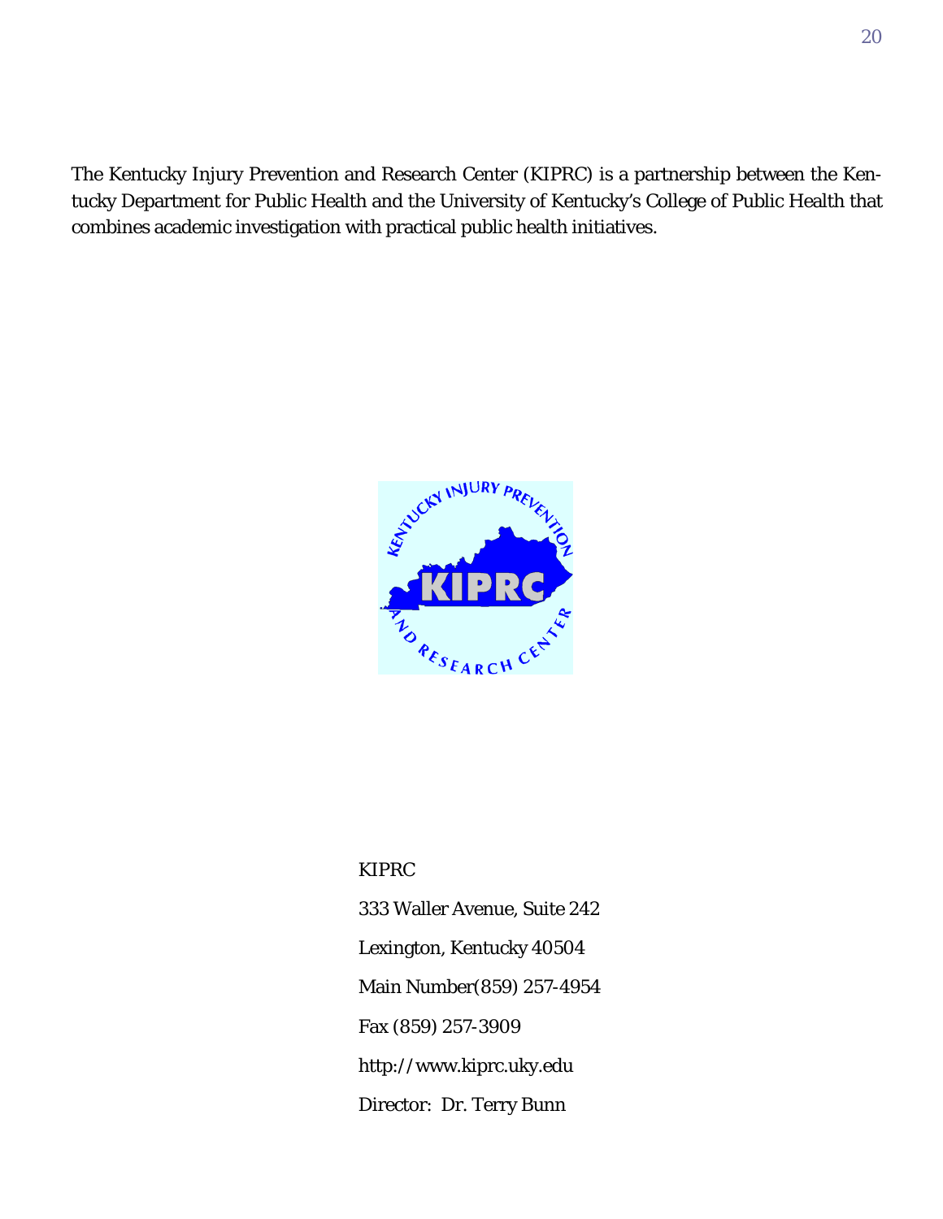The Kentucky Injury Prevention and Research Center (KIPRC) is a partnership between the Kentucky Department for Public Health and the University of Kentucky's College of Public Health that combines academic investigation with practical public health initiatives.

KIPRC

333 Waller Avenue, Suite 242

Lexington, Kentucky 40504

Main Number(859) 257-4954

Fax (859) 257-3909

http://www.kiprc.uky.edu

Director:  Dr. Terry Bunn